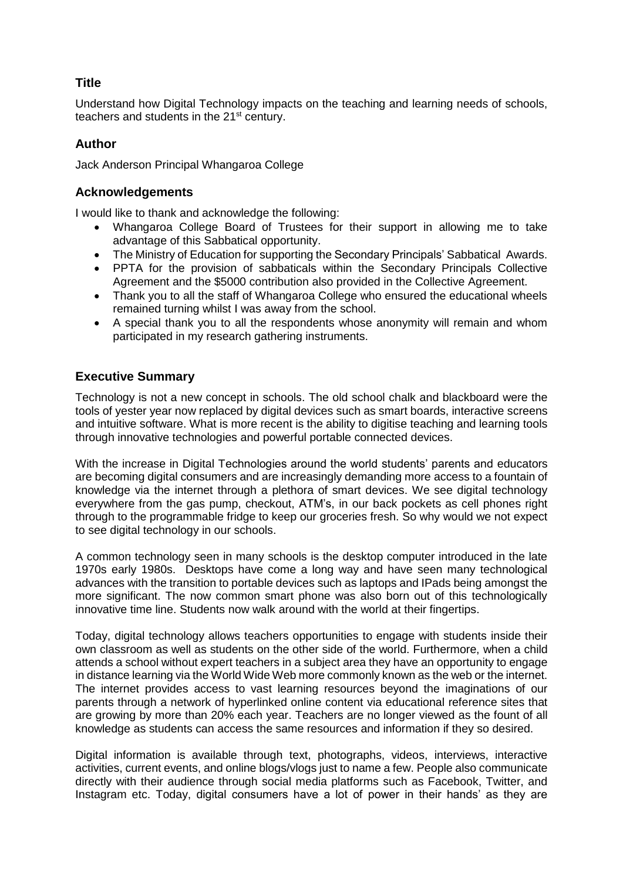## Title

Understand how Digital Technology impacts on the teaching and learning needs of schools, teachers and students in the 21st century.

## Author

Jack Anderson Principal Whangaroa College

## Acknowledgements

I would like to thank and acknowledge the following:

- Whangaroa College Board of Trustees for their support in allowing me to take advantage of this Sabbatical opportunity.
- The Ministry of Education for supporting the Secondary Principals' Sabbatical Awards.
- PPTA for the provision of sabbaticals within the Secondary Principals Collective Agreement and the $5000 contribution also provided in the Collective Agreement.
- Thank you to all the staff of Whangaroa College who ensured the educational wheels remained turning whilst I was away from the school.
- A special thank you to all the respondents whose anonymity will remain and whom participated in my research gathering instruments.

## Executive Summary

Technology is not a new concept in schools. The old school chalk and blackboard were the tools of yester year now replaced by digital devices such as smart boards, interactive screens and intuitive software. What is more recent is the ability to digitise teaching and learning tools through innovative technologies and powerful portable connected devices.

With the increase in Digital Technologies around the world students' parents and educators are becoming digital consumers and are increasingly demanding more access to a fountain of knowledge via the internet through a plethora of smart devices. We see digital technology everywhere from the gas pump, checkout, ATM's, in our back pockets as cell phones right through to the programmable fridge to keep our groceries fresh. So why would we not expect to see digital technology in our schools.

A common technology seen in many schools is the desktop computer introduced in the late 1970s early 1980s. Desktops have come a long way and have seen many technological advances with the transition to portable devices such as laptops and IPads being amongst the more significant. The now common smart phone was also born out of this technologically innovative time line. Students now walk around with the world at their fingertips.

Today, digital technology allows teachers opportunities to engage with students inside their own classroom as well as students on the other side of the world. Furthermore, when a child attends a school without expert teachers in a subject area they have an opportunity to engage in distance learning via the World Wide Web more commonly known as the web or the internet. The internet provides access to vast learning resources beyond the imaginations of our parents through a network of hyperlinked online content via educational reference sites that are growing by more than 20% each year. Teachers are no longer viewed as the fount of all knowledge as students can access the same resources and information if they so desired.

Digital information is available through text, photographs, videos, interviews, interactive activities, current events, and online blogs/vlogs just to name a few. People also communicate directly with their audience through social media platforms such as Facebook, Twitter, and Instagram etc. Today, digital consumers have a lot of power in their hands' as they are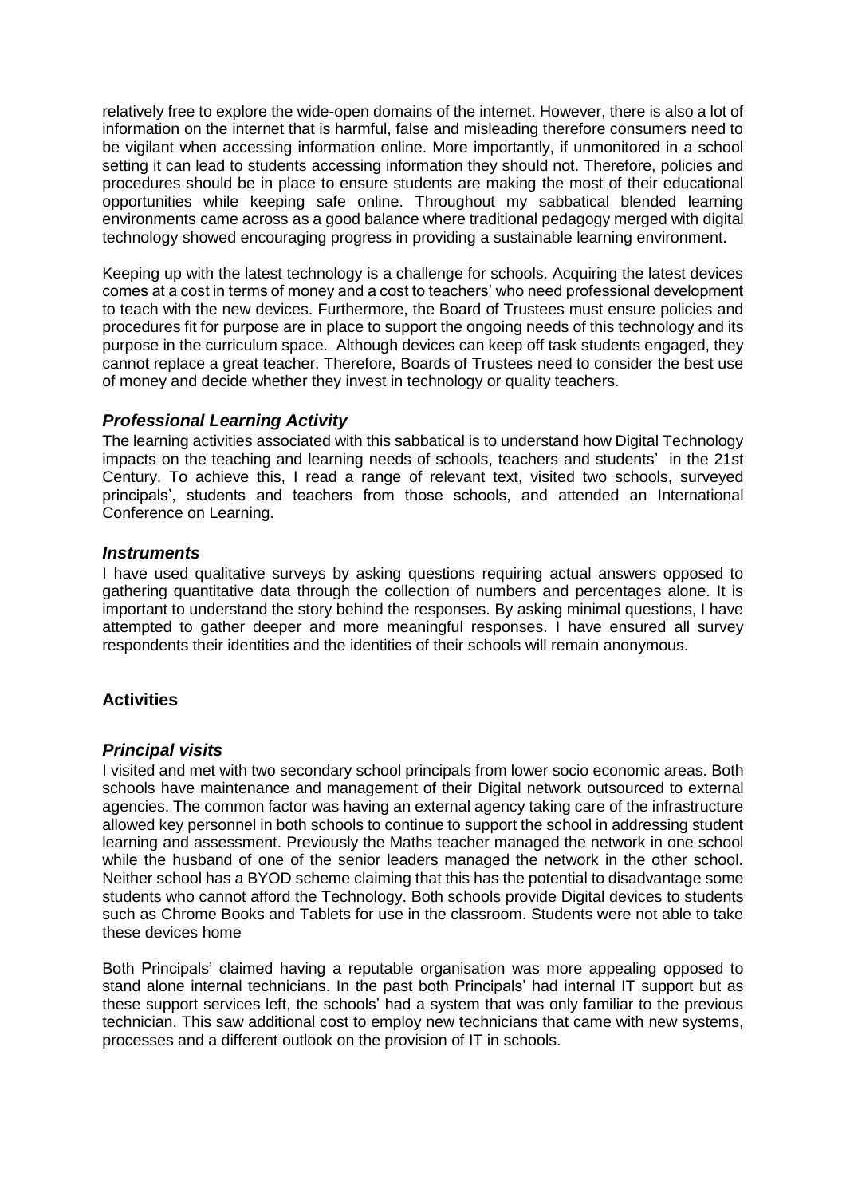relatively free to explore the wide-open domains of the internet. However, there is also a lot of information on the internet that is harmful, false and misleading therefore consumers need to be vigilant when accessing information online. More importantly, if unmonitored in a school setting it can lead to students accessing information they should not. Therefore, policies and procedures should be in place to ensure students are making the most of their educational opportunities while keeping safe online. Throughout my sabbatical blended learning environments came across as a good balance where traditional pedagogy merged with digital technology showed encouraging progress in providing a sustainable learning environment.

Keeping up with the latest technology is a challenge for schools. Acquiring the latest devices comes at a cost in terms of money and a cost to teachers' who need professional development to teach with the new devices. Furthermore, the Board of Trustees must ensure policies and procedures fit for purpose are in place to support the ongoing needs of this technology and its purpose in the curriculum space. Although devices can keep off task students engaged, they cannot replace a great teacher. Therefore, Boards of Trustees need to consider the best use of money and decide whether they invest in technology or quality teachers.

### ***Professional Learning Activity***

The learning activities associated with this sabbatical is to understand how Digital Technology impacts on the teaching and learning needs of schools, teachers and students' in the 21st Century. To achieve this, I read a range of relevant text, visited two schools, surveyed principals', students and teachers from those schools, and attended an International Conference on Learning.

### ***Instruments***

I have used qualitative surveys by asking questions requiring actual answers opposed to gathering quantitative data through the collection of numbers and percentages alone. It is important to understand the story behind the responses. By asking minimal questions, I have attempted to gather deeper and more meaningful responses. I have ensured all survey respondents their identities and the identities of their schools will remain anonymous.

## **Activities**

### ***Principal visits***

I visited and met with two secondary school principals from lower socio economic areas. Both schools have maintenance and management of their Digital network outsourced to external agencies. The common factor was having an external agency taking care of the infrastructure allowed key personnel in both schools to continue to support the school in addressing student learning and assessment. Previously the Maths teacher managed the network in one school while the husband of one of the senior leaders managed the network in the other school. Neither school has a BYOD scheme claiming that this has the potential to disadvantage some students who cannot afford the Technology. Both schools provide Digital devices to students such as Chrome Books and Tablets for use in the classroom. Students were not able to take these devices home

Both Principals' claimed having a reputable organisation was more appealing opposed to stand alone internal technicians. In the past both Principals' had internal IT support but as these support services left, the schools' had a system that was only familiar to the previous technician. This saw additional cost to employ new technicians that came with new systems, processes and a different outlook on the provision of IT in schools.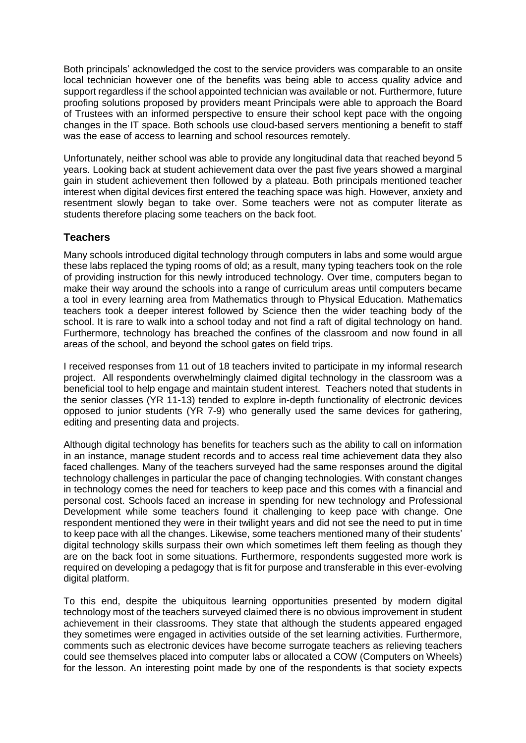Both principals' acknowledged the cost to the service providers was comparable to an onsite local technician however one of the benefits was being able to access quality advice and support regardless if the school appointed technician was available or not. Furthermore, future proofing solutions proposed by providers meant Principals were able to approach the Board of Trustees with an informed perspective to ensure their school kept pace with the ongoing changes in the IT space. Both schools use cloud-based servers mentioning a benefit to staff was the ease of access to learning and school resources remotely.

Unfortunately, neither school was able to provide any longitudinal data that reached beyond 5 years. Looking back at student achievement data over the past five years showed a marginal gain in student achievement then followed by a plateau. Both principals mentioned teacher interest when digital devices first entered the teaching space was high. However, anxiety and resentment slowly began to take over. Some teachers were not as computer literate as students therefore placing some teachers on the back foot.

## Teachers

Many schools introduced digital technology through computers in labs and some would argue these labs replaced the typing rooms of old; as a result, many typing teachers took on the role of providing instruction for this newly introduced technology. Over time, computers began to make their way around the schools into a range of curriculum areas until computers became a tool in every learning area from Mathematics through to Physical Education. Mathematics teachers took a deeper interest followed by Science then the wider teaching body of the school. It is rare to walk into a school today and not find a raft of digital technology on hand. Furthermore, technology has breached the confines of the classroom and now found in all areas of the school, and beyond the school gates on field trips.

I received responses from 11 out of 18 teachers invited to participate in my informal research project. All respondents overwhelmingly claimed digital technology in the classroom was a beneficial tool to help engage and maintain student interest. Teachers noted that students in the senior classes (YR 11-13) tended to explore in-depth functionality of electronic devices opposed to junior students (YR 7-9) who generally used the same devices for gathering, editing and presenting data and projects.

Although digital technology has benefits for teachers such as the ability to call on information in an instance, manage student records and to access real time achievement data they also faced challenges. Many of the teachers surveyed had the same responses around the digital technology challenges in particular the pace of changing technologies. With constant changes in technology comes the need for teachers to keep pace and this comes with a financial and personal cost. Schools faced an increase in spending for new technology and Professional Development while some teachers found it challenging to keep pace with change. One respondent mentioned they were in their twilight years and did not see the need to put in time to keep pace with all the changes. Likewise, some teachers mentioned many of their students' digital technology skills surpass their own which sometimes left them feeling as though they are on the back foot in some situations. Furthermore, respondents suggested more work is required on developing a pedagogy that is fit for purpose and transferable in this ever-evolving digital platform.

To this end, despite the ubiquitous learning opportunities presented by modern digital technology most of the teachers surveyed claimed there is no obvious improvement in student achievement in their classrooms. They state that although the students appeared engaged they sometimes were engaged in activities outside of the set learning activities. Furthermore, comments such as electronic devices have become surrogate teachers as relieving teachers could see themselves placed into computer labs or allocated a COW (Computers on Wheels) for the lesson. An interesting point made by one of the respondents is that society expects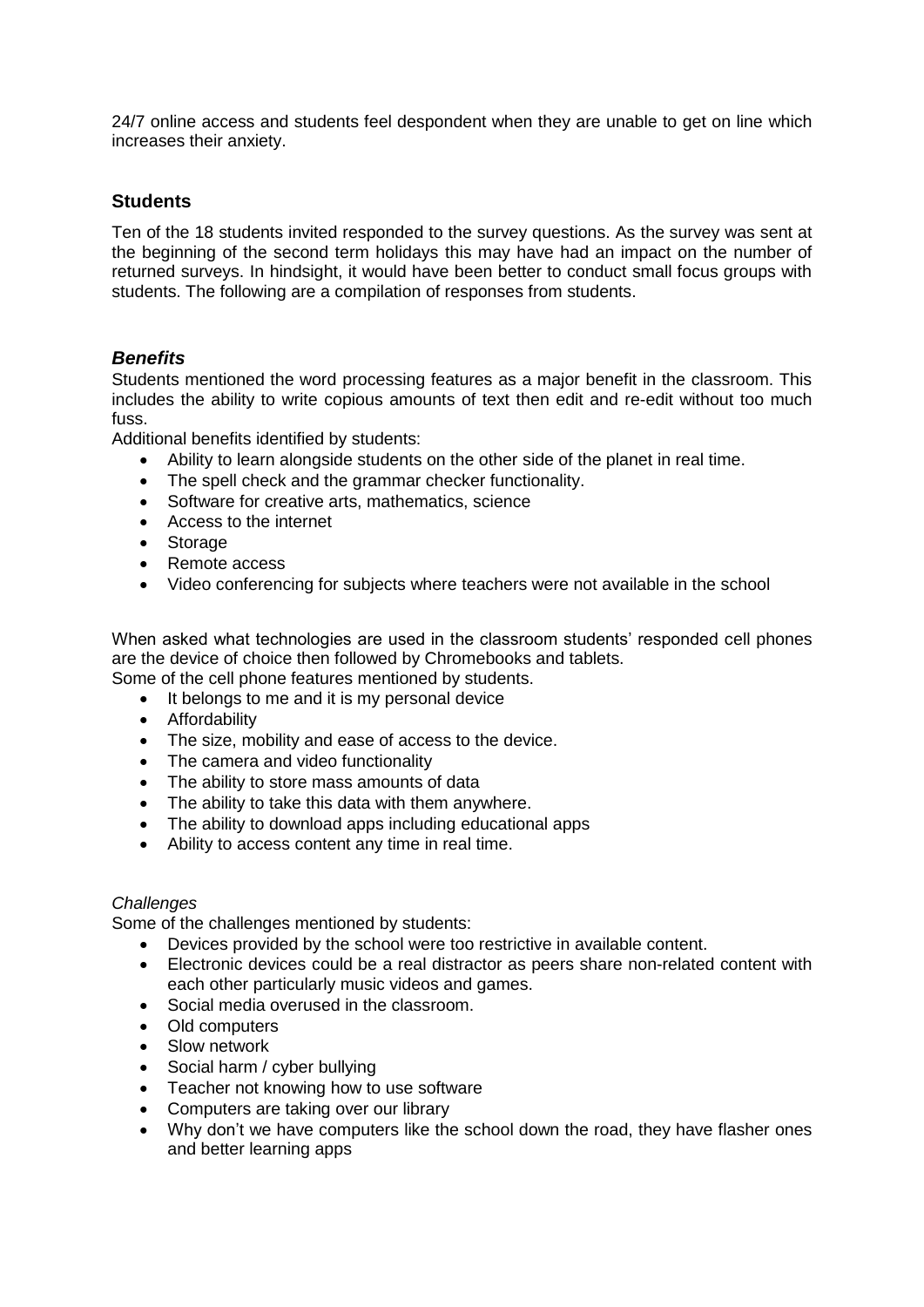24/7 online access and students feel despondent when they are unable to get on line which increases their anxiety.

## Students

Ten of the 18 students invited responded to the survey questions. As the survey was sent at the beginning of the second term holidays this may have had an impact on the number of returned surveys. In hindsight, it would have been better to conduct small focus groups with students. The following are a compilation of responses from students.

### *Benefits*

Students mentioned the word processing features as a major benefit in the classroom. This includes the ability to write copious amounts of text then edit and re-edit without too much fuss.

Additional benefits identified by students:

- Ability to learn alongside students on the other side of the planet in real time.
- The spell check and the grammar checker functionality.
- Software for creative arts, mathematics, science
- Access to the internet
- Storage
- Remote access
- Video conferencing for subjects where teachers were not available in the school

When asked what technologies are used in the classroom students' responded cell phones are the device of choice then followed by Chromebooks and tablets.

Some of the cell phone features mentioned by students.

- It belongs to me and it is my personal device
- Affordability
- The size, mobility and ease of access to the device.
- The camera and video functionality
- The ability to store mass amounts of data
- The ability to take this data with them anywhere.
- The ability to download apps including educational apps
- Ability to access content any time in real time.

*Challenges*

Some of the challenges mentioned by students:

- Devices provided by the school were too restrictive in available content.
- Electronic devices could be a real distractor as peers share non-related content with each other particularly music videos and games.
- Social media overused in the classroom.
- Old computers
- Slow network
- Social harm / cyber bullying
- Teacher not knowing how to use software
- Computers are taking over our library
- Why don't we have computers like the school down the road, they have flasher ones and better learning apps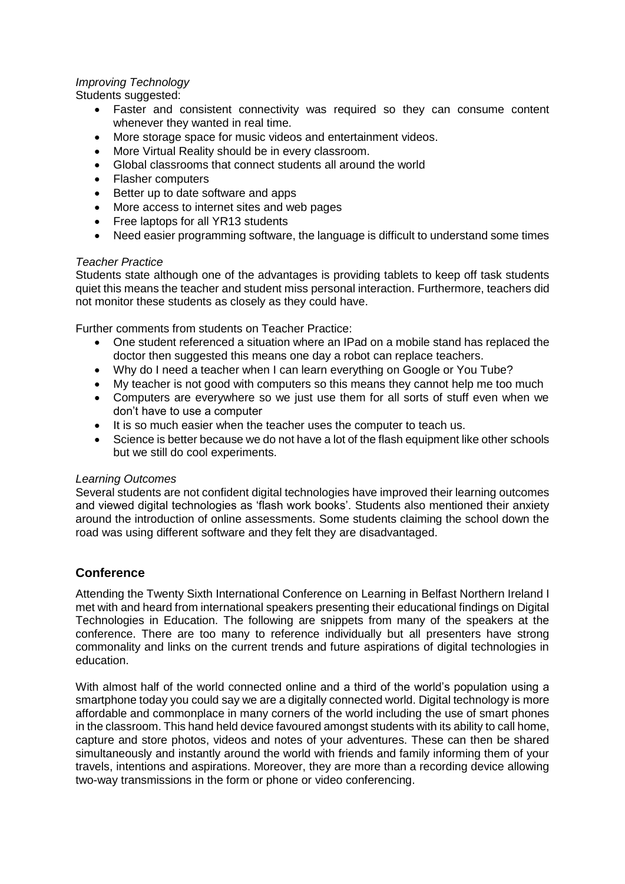*Improving Technology*

Students suggested:

- Faster and consistent connectivity was required so they can consume content whenever they wanted in real time.
- More storage space for music videos and entertainment videos.
- More Virtual Reality should be in every classroom.
- Global classrooms that connect students all around the world
- Flasher computers
- Better up to date software and apps
- More access to internet sites and web pages
- Free laptops for all YR13 students
- Need easier programming software, the language is difficult to understand some times

*Teacher Practice*

Students state although one of the advantages is providing tablets to keep off task students quiet this means the teacher and student miss personal interaction. Furthermore, teachers did not monitor these students as closely as they could have.

Further comments from students on Teacher Practice:

- One student referenced a situation where an IPad on a mobile stand has replaced the doctor then suggested this means one day a robot can replace teachers.
- Why do I need a teacher when I can learn everything on Google or You Tube?
- My teacher is not good with computers so this means they cannot help me too much
- Computers are everywhere so we just use them for all sorts of stuff even when we don't have to use a computer
- It is so much easier when the teacher uses the computer to teach us.
- Science is better because we do not have a lot of the flash equipment like other schools but we still do cool experiments.

*Learning Outcomes*

Several students are not confident digital technologies have improved their learning outcomes and viewed digital technologies as 'flash work books'. Students also mentioned their anxiety around the introduction of online assessments. Some students claiming the school down the road was using different software and they felt they are disadvantaged.

## Conference

Attending the Twenty Sixth International Conference on Learning in Belfast Northern Ireland I met with and heard from international speakers presenting their educational findings on Digital Technologies in Education. The following are snippets from many of the speakers at the conference. There are too many to reference individually but all presenters have strong commonality and links on the current trends and future aspirations of digital technologies in education.

With almost half of the world connected online and a third of the world's population using a smartphone today you could say we are a digitally connected world. Digital technology is more affordable and commonplace in many corners of the world including the use of smart phones in the classroom. This hand held device favoured amongst students with its ability to call home, capture and store photos, videos and notes of your adventures. These can then be shared simultaneously and instantly around the world with friends and family informing them of your travels, intentions and aspirations. Moreover, they are more than a recording device allowing two-way transmissions in the form or phone or video conferencing.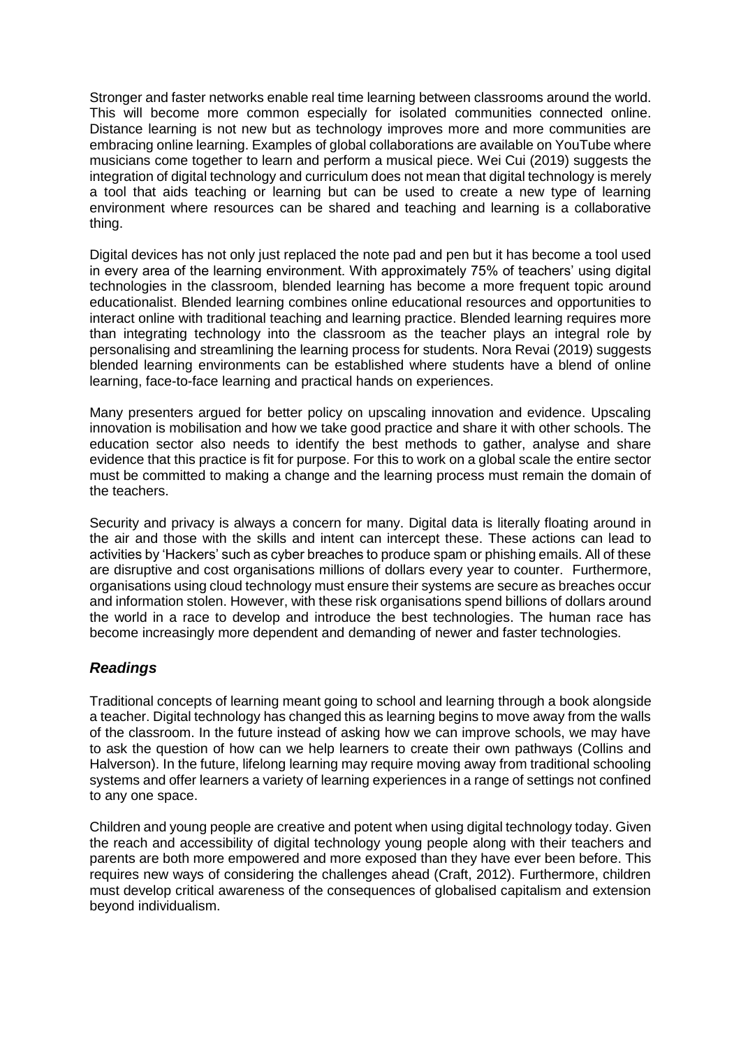Stronger and faster networks enable real time learning between classrooms around the world. This will become more common especially for isolated communities connected online. Distance learning is not new but as technology improves more and more communities are embracing online learning. Examples of global collaborations are available on YouTube where musicians come together to learn and perform a musical piece. Wei Cui (2019) suggests the integration of digital technology and curriculum does not mean that digital technology is merely a tool that aids teaching or learning but can be used to create a new type of learning environment where resources can be shared and teaching and learning is a collaborative thing.

Digital devices has not only just replaced the note pad and pen but it has become a tool used in every area of the learning environment. With approximately 75% of teachers' using digital technologies in the classroom, blended learning has become a more frequent topic around educationalist. Blended learning combines online educational resources and opportunities to interact online with traditional teaching and learning practice. Blended learning requires more than integrating technology into the classroom as the teacher plays an integral role by personalising and streamlining the learning process for students. Nora Revai (2019) suggests blended learning environments can be established where students have a blend of online learning, face-to-face learning and practical hands on experiences.

Many presenters argued for better policy on upscaling innovation and evidence. Upscaling innovation is mobilisation and how we take good practice and share it with other schools. The education sector also needs to identify the best methods to gather, analyse and share evidence that this practice is fit for purpose. For this to work on a global scale the entire sector must be committed to making a change and the learning process must remain the domain of the teachers.

Security and privacy is always a concern for many. Digital data is literally floating around in the air and those with the skills and intent can intercept these. These actions can lead to activities by 'Hackers' such as cyber breaches to produce spam or phishing emails. All of these are disruptive and cost organisations millions of dollars every year to counter. Furthermore, organisations using cloud technology must ensure their systems are secure as breaches occur and information stolen. However, with these risk organisations spend billions of dollars around the world in a race to develop and introduce the best technologies. The human race has become increasingly more dependent and demanding of newer and faster technologies.

## *Readings*

Traditional concepts of learning meant going to school and learning through a book alongside a teacher. Digital technology has changed this as learning begins to move away from the walls of the classroom. In the future instead of asking how we can improve schools, we may have to ask the question of how can we help learners to create their own pathways (Collins and Halverson). In the future, lifelong learning may require moving away from traditional schooling systems and offer learners a variety of learning experiences in a range of settings not confined to any one space.

Children and young people are creative and potent when using digital technology today. Given the reach and accessibility of digital technology young people along with their teachers and parents are both more empowered and more exposed than they have ever been before. This requires new ways of considering the challenges ahead (Craft, 2012). Furthermore, children must develop critical awareness of the consequences of globalised capitalism and extension beyond individualism.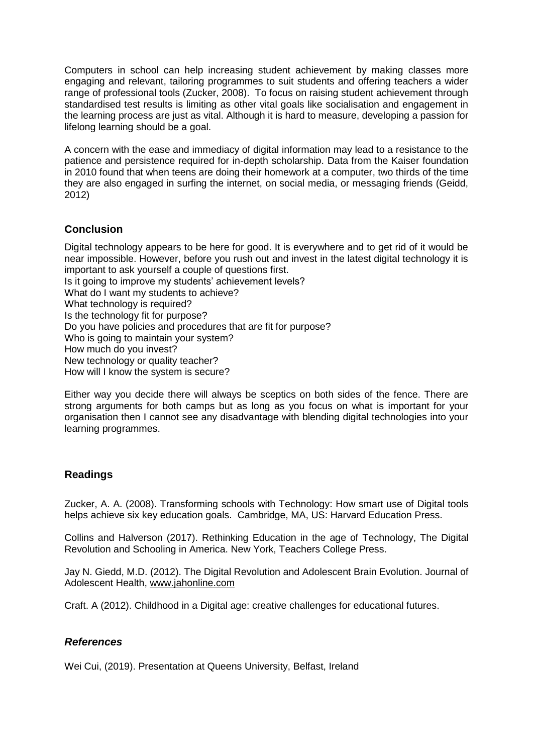Computers in school can help increasing student achievement by making classes more engaging and relevant, tailoring programmes to suit students and offering teachers a wider range of professional tools (Zucker, 2008). To focus on raising student achievement through standardised test results is limiting as other vital goals like socialisation and engagement in the learning process are just as vital. Although it is hard to measure, developing a passion for lifelong learning should be a goal.

A concern with the ease and immediacy of digital information may lead to a resistance to the patience and persistence required for in-depth scholarship. Data from the Kaiser foundation in 2010 found that when teens are doing their homework at a computer, two thirds of the time they are also engaged in surfing the internet, on social media, or messaging friends (Geidd, 2012)

## Conclusion

Digital technology appears to be here for good. It is everywhere and to get rid of it would be near impossible. However, before you rush out and invest in the latest digital technology it is important to ask yourself a couple of questions first.
Is it going to improve my students' achievement levels?
What do I want my students to achieve?
What technology is required?
Is the technology fit for purpose?
Do you have policies and procedures that are fit for purpose?
Who is going to maintain your system?
How much do you invest?
New technology or quality teacher?
How will I know the system is secure?

Either way you decide there will always be sceptics on both sides of the fence. There are strong arguments for both camps but as long as you focus on what is important for your organisation then I cannot see any disadvantage with blending digital technologies into your learning programmes.

## Readings

Zucker, A. A. (2008). Transforming schools with Technology: How smart use of Digital tools helps achieve six key education goals. Cambridge, MA, US: Harvard Education Press.

Collins and Halverson (2017). Rethinking Education in the age of Technology, The Digital Revolution and Schooling in America. New York, Teachers College Press.

Jay N. Giedd, M.D. (2012). The Digital Revolution and Adolescent Brain Evolution. Journal of Adolescent Health, www.jahonline.com

Craft. A (2012). Childhood in a Digital age: creative challenges for educational futures.

## *References*

Wei Cui, (2019). Presentation at Queens University, Belfast, Ireland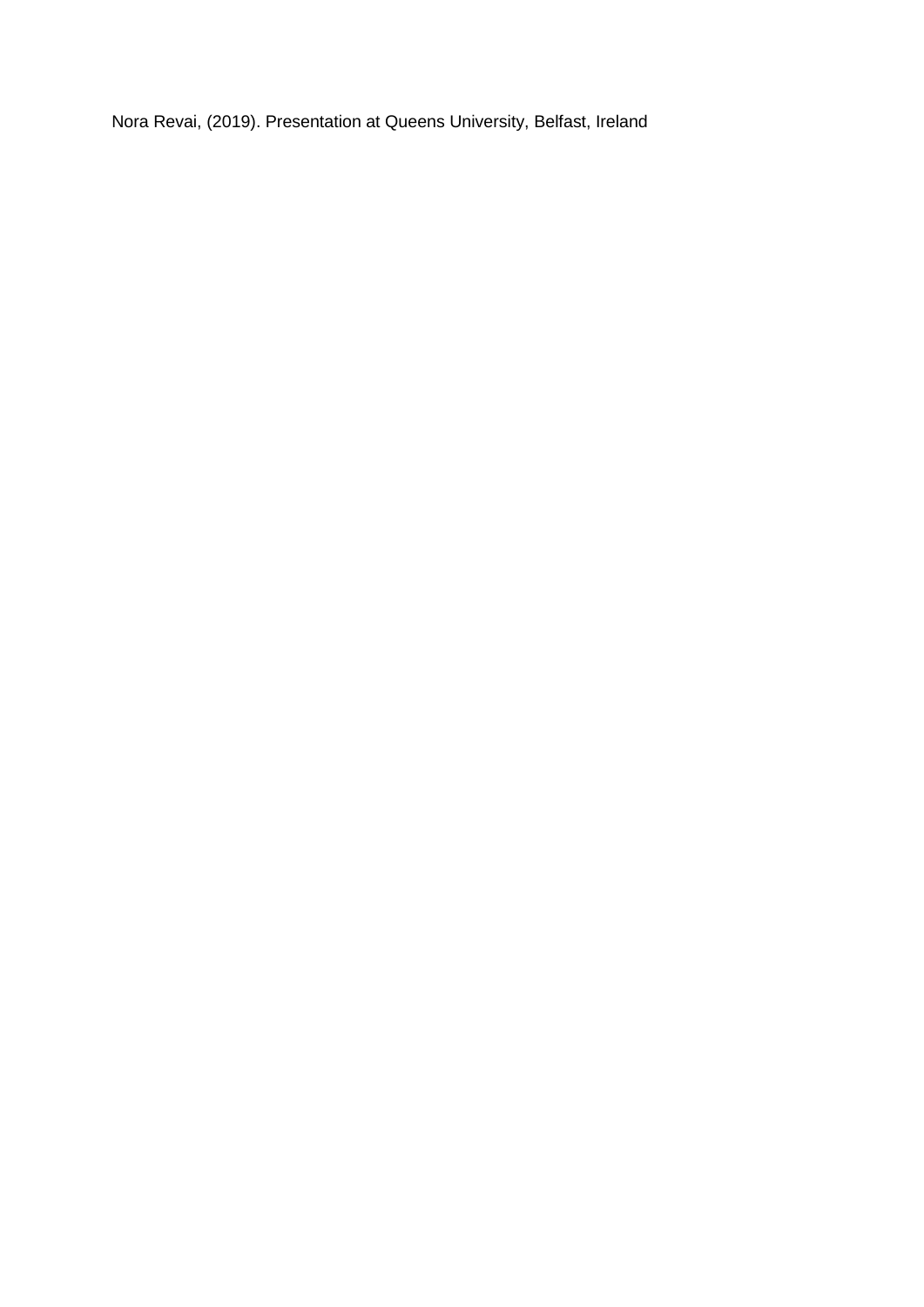Nora Revai, (2019). Presentation at Queens University, Belfast, Ireland